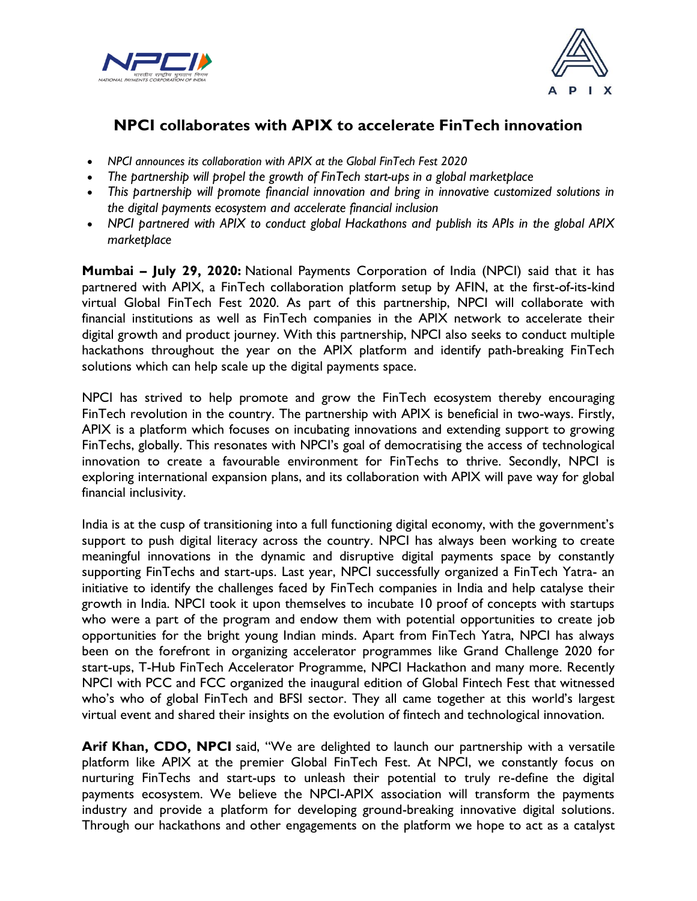# NPCI collaborates with APIX to accelerate FinTech innovation

- *NPCI announces its collaboration with APIX at the Global FinTech Fest 2020*
- *The partnership will propel the growth of FinTech start-ups in a global marketplace*
- *This partnership will promote financial innovation and bring in innovative customized solutions in the digital payments ecosystem and accelerate financial inclusion*
- *NPCI partnered with APIX to conduct global Hackathons and publish its APIs in the global APIX marketplace*

**Mumbai – July 29, 2020:** National Payments Corporation of India (NPCI) said that it has partnered with APIX, a FinTech collaboration platform setup by AFIN, at the first-of-its-kind virtual Global FinTech Fest 2020. As part of this partnership, NPCI will collaborate with financial institutions as well as FinTech companies in the APIX network to accelerate their digital growth and product journey. With this partnership, NPCI also seeks to conduct multiple hackathons throughout the year on the APIX platform and identify path-breaking FinTech solutions which can help scale up the digital payments space.

NPCI has strived to help promote and grow the FinTech ecosystem thereby encouraging FinTech revolution in the country. The partnership with APIX is beneficial in two-ways. Firstly, APIX is a platform which focuses on incubating innovations and extending support to growing FinTechs, globally. This resonates with NPCI's goal of democratising the access of technological innovation to create a favourable environment for FinTechs to thrive. Secondly, NPCI is exploring international expansion plans, and its collaboration with APIX will pave way for global financial inclusivity.

India is at the cusp of transitioning into a full functioning digital economy, with the government's support to push digital literacy across the country. NPCI has always been working to create meaningful innovations in the dynamic and disruptive digital payments space by constantly supporting FinTechs and start-ups. Last year, NPCI successfully organized a FinTech Yatra- an initiative to identify the challenges faced by FinTech companies in India and help catalyse their growth in India. NPCI took it upon themselves to incubate 10 proof of concepts with startups who were a part of the program and endow them with potential opportunities to create job opportunities for the bright young Indian minds. Apart from FinTech Yatra, NPCI has always been on the forefront in organizing accelerator programmes like Grand Challenge 2020 for start-ups, T-Hub FinTech Accelerator Programme, NPCI Hackathon and many more. Recently NPCI with PCC and FCC organized the inaugural edition of Global Fintech Fest that witnessed who's who of global FinTech and BFSI sector. They all came together at this world's largest virtual event and shared their insights on the evolution of fintech and technological innovation.

**Arif Khan, CDO, NPCI** said, "We are delighted to launch our partnership with a versatile platform like APIX at the premier Global FinTech Fest. At NPCI, we constantly focus on nurturing FinTechs and start-ups to unleash their potential to truly re-define the digital payments ecosystem. We believe the NPCI-APIX association will transform the payments industry and provide a platform for developing ground-breaking innovative digital solutions. Through our hackathons and other engagements on the platform we hope to act as a catalyst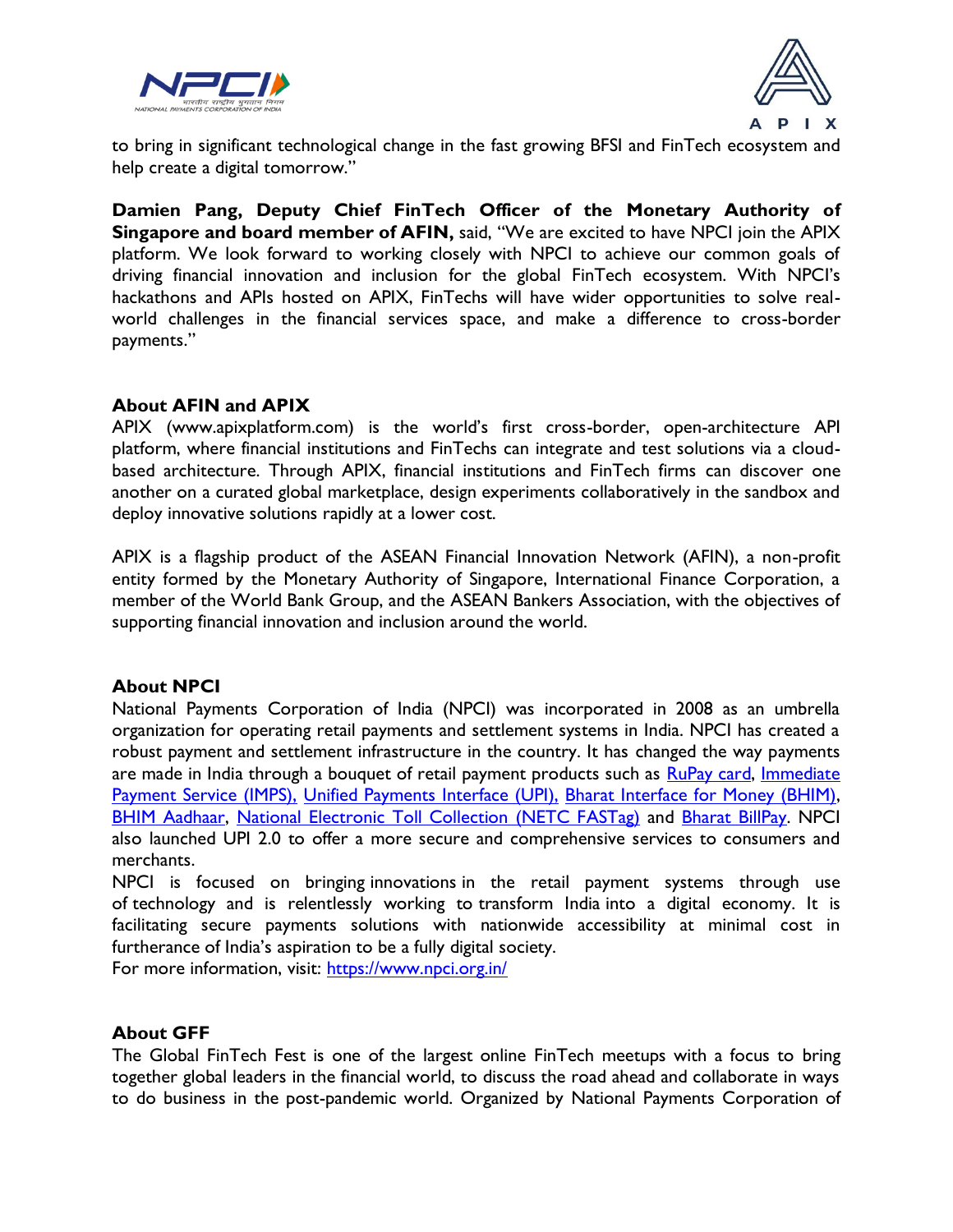to bring in significant technological change in the fast growing BFSI and FinTech ecosystem and help create a digital tomorrow."

**Damien Pang, Deputy Chief FinTech Officer of the Monetary Authority of Singapore and board member of AFIN,** said, "We are excited to have NPCI join the APIX platform. We look forward to working closely with NPCI to achieve our common goals of driving financial innovation and inclusion for the global FinTech ecosystem. With NPCI's hackathons and APIs hosted on APIX, FinTechs will have wider opportunities to solve real-world challenges in the financial services space, and make a difference to cross-border payments."

**About AFIN and APIX**

APIX (www.apixplatform.com) is the world's first cross-border, open-architecture API platform, where financial institutions and FinTechs can integrate and test solutions via a cloud-based architecture. Through APIX, financial institutions and FinTech firms can discover one another on a curated global marketplace, design experiments collaboratively in the sandbox and deploy innovative solutions rapidly at a lower cost.

APIX is a flagship product of the ASEAN Financial Innovation Network (AFIN), a non-profit entity formed by the Monetary Authority of Singapore, International Finance Corporation, a member of the World Bank Group, and the ASEAN Bankers Association, with the objectives of supporting financial innovation and inclusion around the world.

**About NPCI**

National Payments Corporation of India (NPCI) was incorporated in 2008 as an umbrella organization for operating retail payments and settlement systems in India. NPCI has created a robust payment and settlement infrastructure in the country. It has changed the way payments are made in India through a bouquet of retail payment products such as RuPay card, Immediate Payment Service (IMPS), Unified Payments Interface (UPI), Bharat Interface for Money (BHIM), BHIM Aadhaar, National Electronic Toll Collection (NETC FASTag) and Bharat BillPay. NPCI also launched UPI 2.0 to offer a more secure and comprehensive services to consumers and merchants.

NPCI is focused on bringing innovations in the retail payment systems through use of technology and is relentlessly working to transform India into a digital economy. It is facilitating secure payments solutions with nationwide accessibility at minimal cost in furtherance of India's aspiration to be a fully digital society.

For more information, visit: https://www.npci.org.in/

**About GFF**

The Global FinTech Fest is one of the largest online FinTech meetups with a focus to bring together global leaders in the financial world, to discuss the road ahead and collaborate in ways to do business in the post-pandemic world. Organized by National Payments Corporation of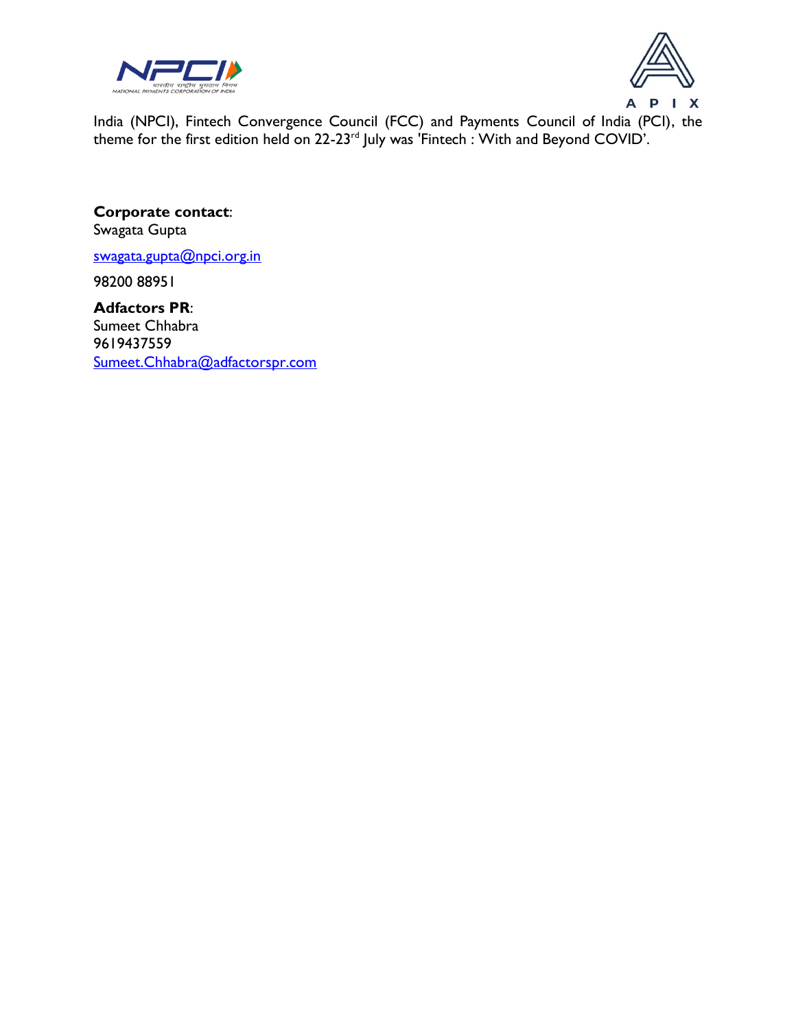India (NPCI), Fintech Convergence Council (FCC) and Payments Council of India (PCI), the theme for the first edition held on 22-23rd July was 'Fintech : With and Beyond COVID'.

**Corporate contact**:
Swagata Gupta

swagata.gupta@npci.org.in

98200 88951

**Adfactors PR**:
Sumeet Chhabra
9619437559
Sumeet.Chhabra@adfactorspr.com